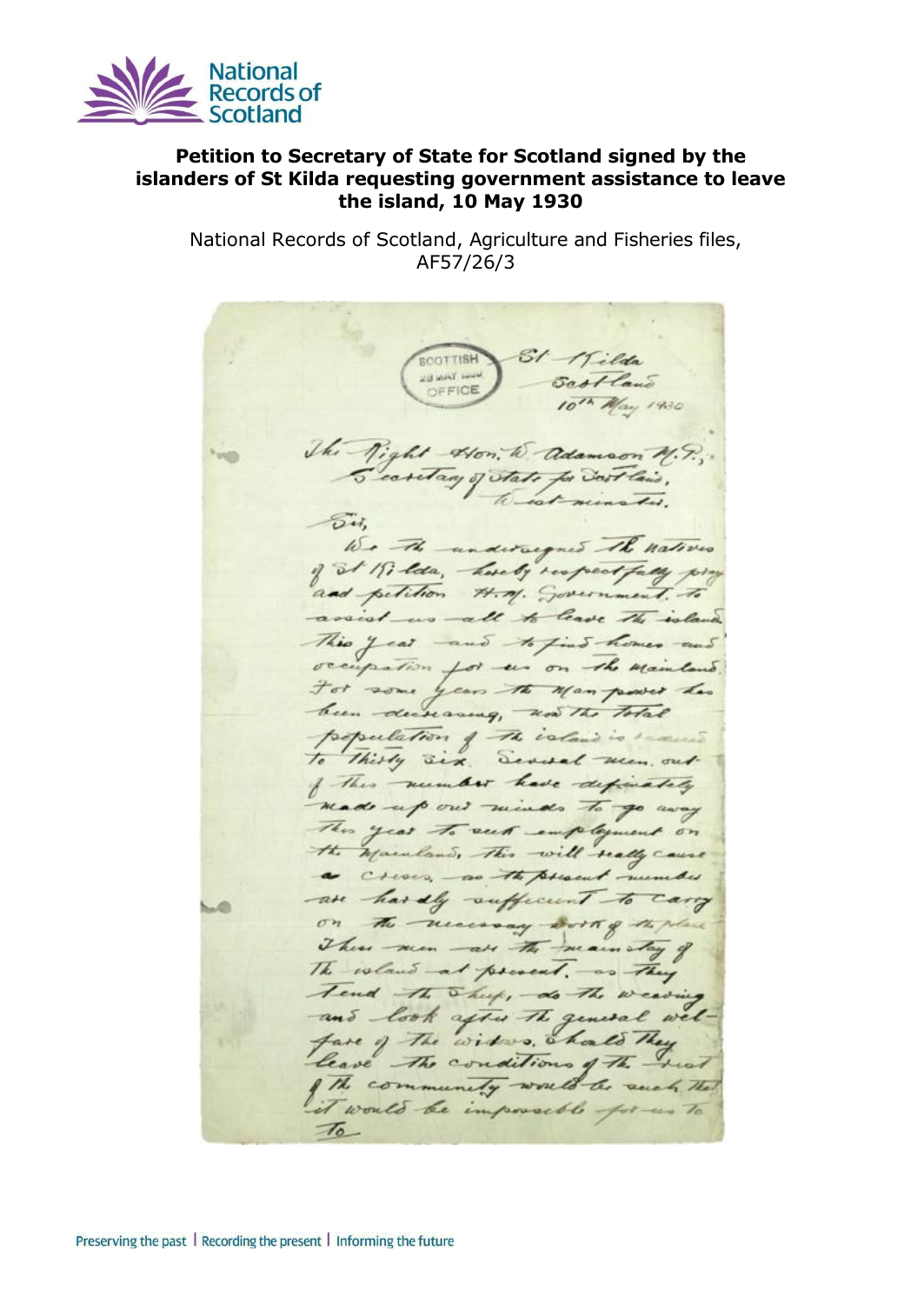**Petition to Secretary of State for Scotland signed by the islanders of St Kilda requesting government assistance to leave the island, 10 May 1930**

National Records of Scotland, Agriculture and Fisheries files, AF57/26/3

SCOTTISH
28 MAY 1930
OFFICE

St Kilda
Scotland
10th May 1930

The Right Hon. W. Adamson M.P.,
Secretary of State for Scotland,
Westminster.

Sir,

We the undersigned the natives of St Kilda, hereby respectfully pray and petition H.M. Government, to assist us all to leave the island this year and to find homes and occupation for us on the Mainland. For some years the man power has been decreasing, now the total population of the island is reduced to thirty six. Several men out of this number have definately made up our minds to go away this year to seek employment on the Mainland, this will really cause a crises, as the present number are hardly sufficient to carry on the necessary work of the place. These men are the mainstay of the island at present, as they tend the sheep, do the weaving and look after the general welfare of the widows. Should they leave the conditions of the rest of the community would be such that it would be impossible for us to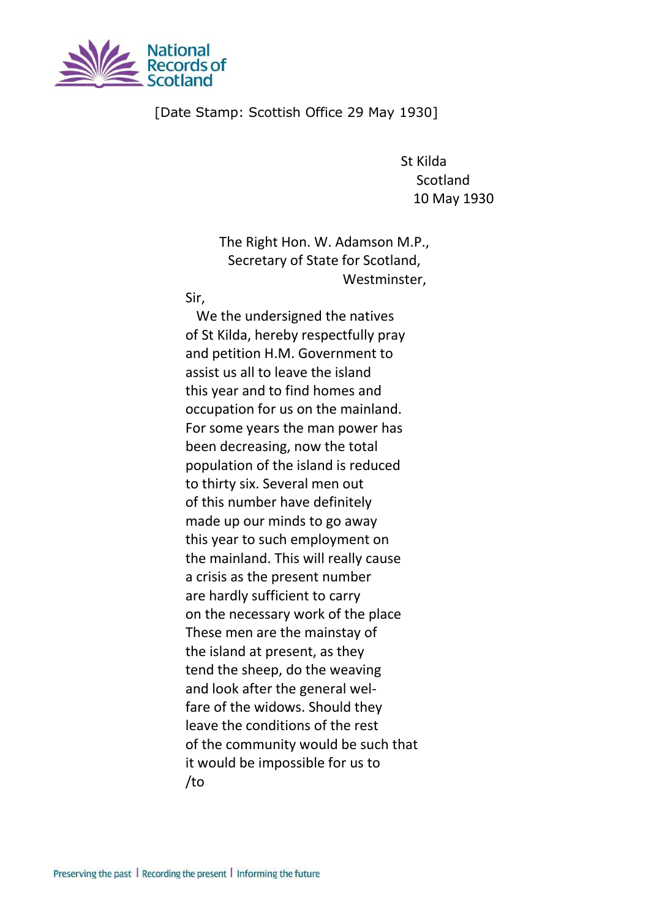[Date Stamp: Scottish Office 29 May 1930]

St Kilda
Scotland
10 May 1930

The Right Hon. W. Adamson M.P.,
Secretary of State for Scotland,
Westminster,

Sir,

We the undersigned the natives of St Kilda, hereby respectfully pray and petition H.M. Government to assist us all to leave the island this year and to find homes and occupation for us on the mainland. For some years the man power has been decreasing, now the total population of the island is reduced to thirty six. Several men out of this number have definitely made up our minds to go away this year to such employment on the mainland. This will really cause a crisis as the present number are hardly sufficient to carry on the necessary work of the place These men are the mainstay of the island at present, as they tend the sheep, do the weaving and look after the general welfare of the widows. Should they leave the conditions of the rest of the community would be such that it would be impossible for us to

/to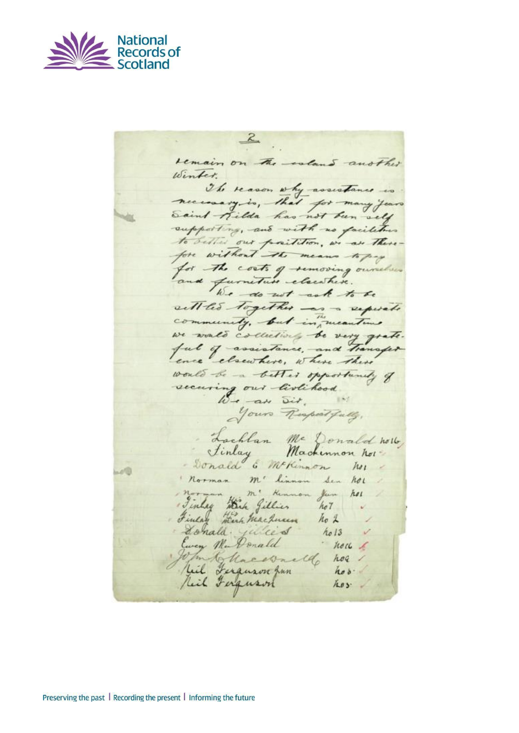2

remain on the island another Winter.

The reason why assistance is necessary is, that for many years Saint Kilda has not been self supporting, and with no facilities to better our position, we are therefore without the means to pay for the costs of removing ourselves and furniture elsewhere.

We do not ask to be settled together as a separate community, but in the meantime we would collectively be very grateful of assistance, and transference elsewhere, where there would be a better opportunity of securing our livlihood

We are Sir,

Yours Respectfully,

| Name | No. |
|---|---|
| Lachlan McDonald | No 6 |
| Finlay Mackinnon | No 1 |
| Donald E McKinnon | No 1 |
| Norman McKinnon Sen | No 1 |
| Norman McKinnon Jun | No 1 |
| Finlay his mark Gillies | No 7 |
| Finlay his mark MacQueen | No 2 |
| Donald Gillies | No 13 |
| Ewen McDonald | No 6 |
| John MacDonald | No 9 |
| Neil Ferguson Jun | No 5 |
| Neil Ferguson | No 5 |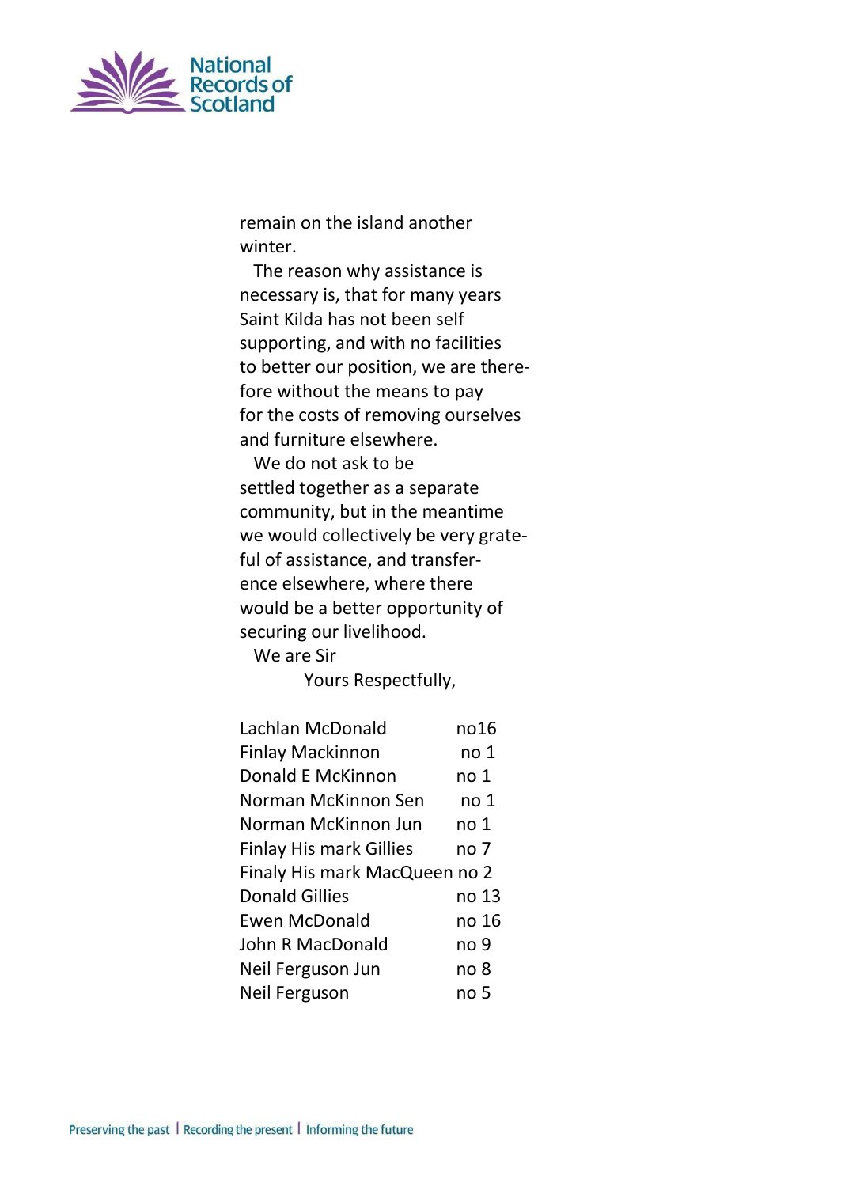remain on the island another winter.

The reason why assistance is necessary is, that for many years Saint Kilda has not been self supporting, and with no facilities to better our position, we are there-fore without the means to pay for the costs of removing ourselves and furniture elsewhere.

We do not ask to be settled together as a separate community, but in the meantime we would collectively be very grate-ful of assistance, and transfer-ence elsewhere, where there would be a better opportunity of securing our livelihood.

We are Sir

Yours Respectfully,

| | |
|---|---|
| Lachlan McDonald | no16 |
| Finlay Mackinnon | no 1 |
| Donald E McKinnon | no 1 |
| Norman McKinnon Sen | no 1 |
| Norman McKinnon Jun | no 1 |
| Finlay His mark Gillies | no 7 |
| Finaly His mark MacQueen | no 2 |
| Donald Gillies | no 13 |
| Ewen McDonald | no 16 |
| John R MacDonald | no 9 |
| Neil Ferguson Jun | no 8 |
| Neil Ferguson | no 5 |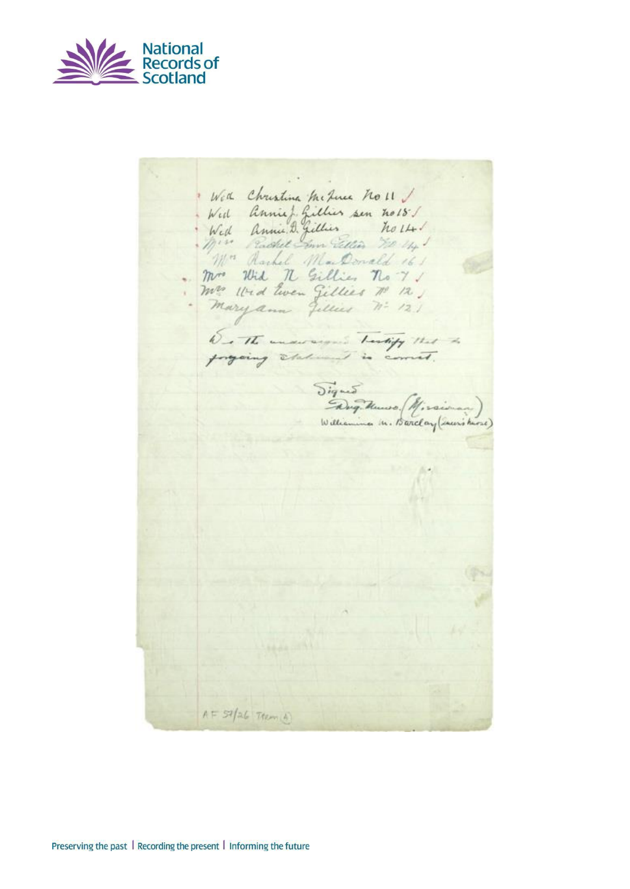Wid Christina McInnes No 11 ✓
Wid Annie J. Gillies sen No 15 ✓
Wid Annie D. Gillies No 14 ✓
Miss Rachel Ann Gillies No 14 ✓
Mrs Rachel MacDonald 16 ✓
Mrs Wid N Gillies No 7 ✓
Mrs Wid Ewen Gillies No 12 ✓
Maryann Gillies No 12 ✓

We the undersigned testify that the foregoing statement is correct.

Signed
Dug. Munro. (Missionary)
Williamina M. Barclay (Lady's nurse)

AF 57/26 Item (A)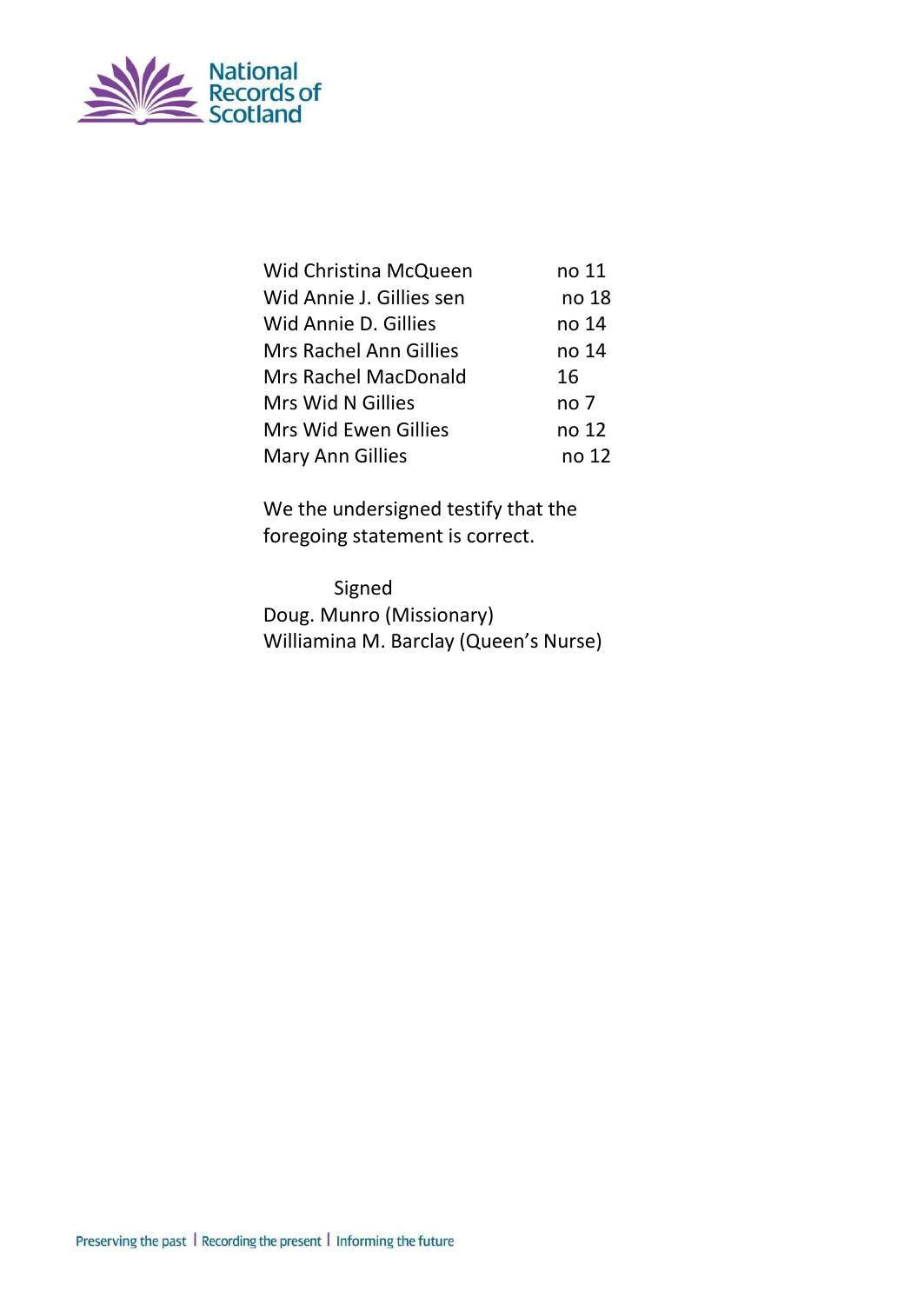| | |
|---|---|
| Wid Christina McQueen | no 11 |
| Wid Annie J. Gillies sen | no 18 |
| Wid Annie D. Gillies | no 14 |
| Mrs Rachel Ann Gillies | no 14 |
| Mrs Rachel MacDonald | 16 |
| Mrs Wid N Gillies | no 7 |
| Mrs Wid Ewen Gillies | no 12 |
| Mary Ann Gillies | no 12 |

We the undersigned testify that the foregoing statement is correct.

Signed
Doug. Munro (Missionary)
Williamina M. Barclay (Queen's Nurse)